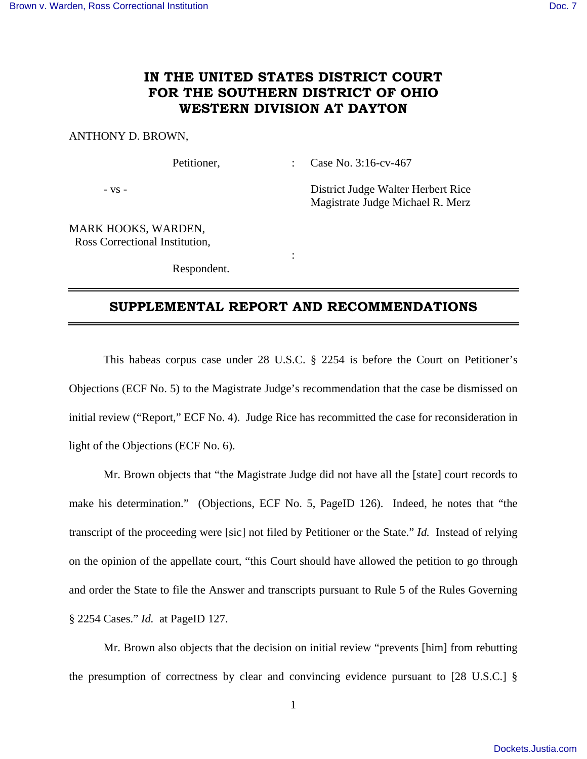# IN THE UNITED STATES DISTRICT COURT FOR THE SOUTHERN DISTRICT OF OHIO WESTERN DIVISION AT DAYTON

ANTHONY D. BROWN,

Petitioner, : Case No. 3:16-cv-467

\- vs - District Judge Walter Herbert Rice
Magistrate Judge Michael R. Merz

MARK HOOKS, WARDEN,
Ross Correctional Institution,

:

Respondent.

---

## SUPPLEMENTAL REPORT AND RECOMMENDATIONS

---

This habeas corpus case under 28 U.S.C. § 2254 is before the Court on Petitioner's Objections (ECF No. 5) to the Magistrate Judge's recommendation that the case be dismissed on initial review ("Report," ECF No. 4). Judge Rice has recommitted the case for reconsideration in light of the Objections (ECF No. 6).

Mr. Brown objects that "the Magistrate Judge did not have all the [state] court records to make his determination." (Objections, ECF No. 5, PageID 126). Indeed, he notes that "the transcript of the proceeding were [sic] not filed by Petitioner or the State." *Id.* Instead of relying on the opinion of the appellate court, "this Court should have allowed the petition to go through and order the State to file the Answer and transcripts pursuant to Rule 5 of the Rules Governing § 2254 Cases." *Id.* at PageID 127.

Mr. Brown also objects that the decision on initial review "prevents [him] from rebutting the presumption of correctness by clear and convincing evidence pursuant to [28 U.S.C.] §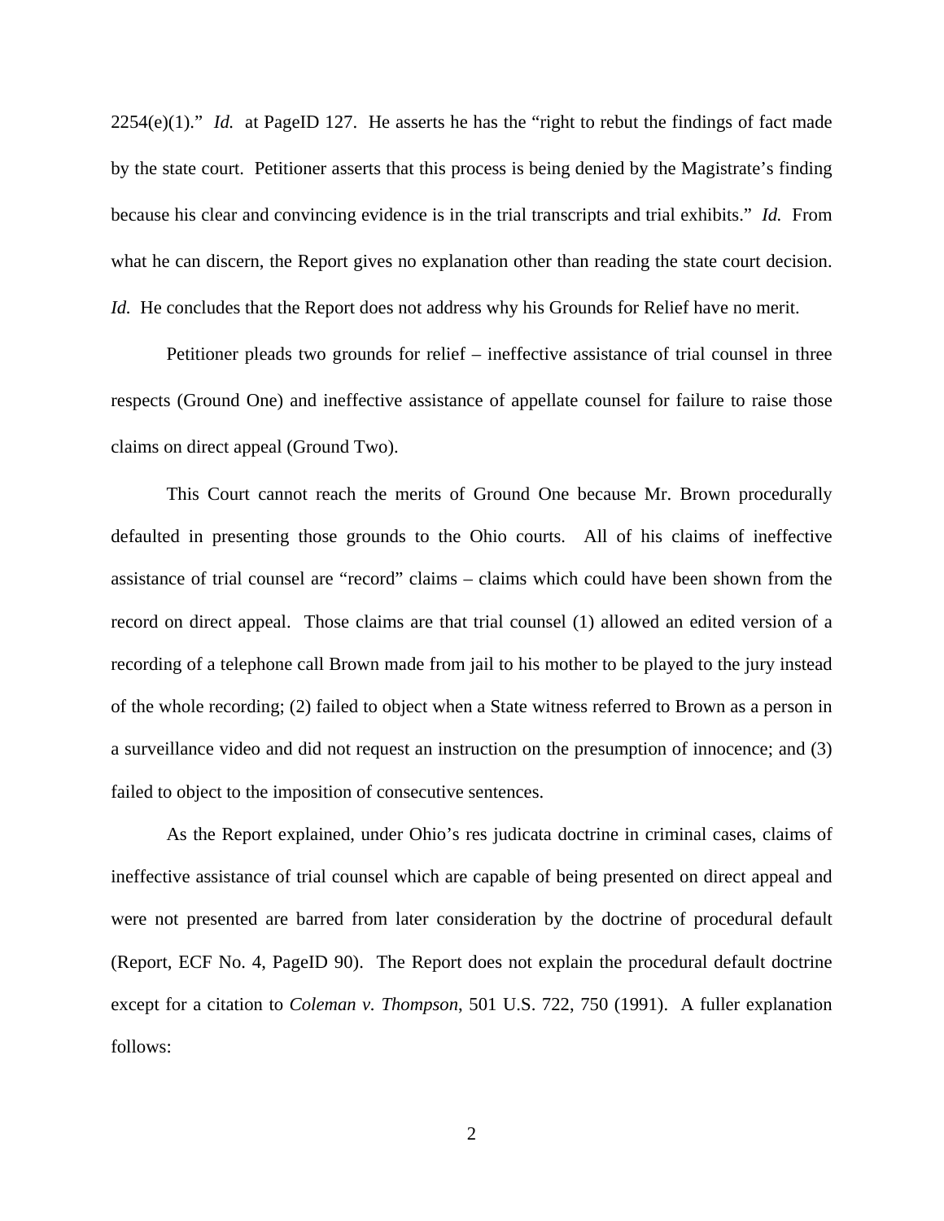2254(e)(1)." *Id.* at PageID 127. He asserts he has the "right to rebut the findings of fact made by the state court. Petitioner asserts that this process is being denied by the Magistrate's finding because his clear and convincing evidence is in the trial transcripts and trial exhibits." *Id.* From what he can discern, the Report gives no explanation other than reading the state court decision. *Id.* He concludes that the Report does not address why his Grounds for Relief have no merit.

Petitioner pleads two grounds for relief – ineffective assistance of trial counsel in three respects (Ground One) and ineffective assistance of appellate counsel for failure to raise those claims on direct appeal (Ground Two).

This Court cannot reach the merits of Ground One because Mr. Brown procedurally defaulted in presenting those grounds to the Ohio courts. All of his claims of ineffective assistance of trial counsel are "record" claims – claims which could have been shown from the record on direct appeal. Those claims are that trial counsel (1) allowed an edited version of a recording of a telephone call Brown made from jail to his mother to be played to the jury instead of the whole recording; (2) failed to object when a State witness referred to Brown as a person in a surveillance video and did not request an instruction on the presumption of innocence; and (3) failed to object to the imposition of consecutive sentences.

As the Report explained, under Ohio's res judicata doctrine in criminal cases, claims of ineffective assistance of trial counsel which are capable of being presented on direct appeal and were not presented are barred from later consideration by the doctrine of procedural default (Report, ECF No. 4, PageID 90). The Report does not explain the procedural default doctrine except for a citation to *Coleman v. Thompson*, 501 U.S. 722, 750 (1991). A fuller explanation follows: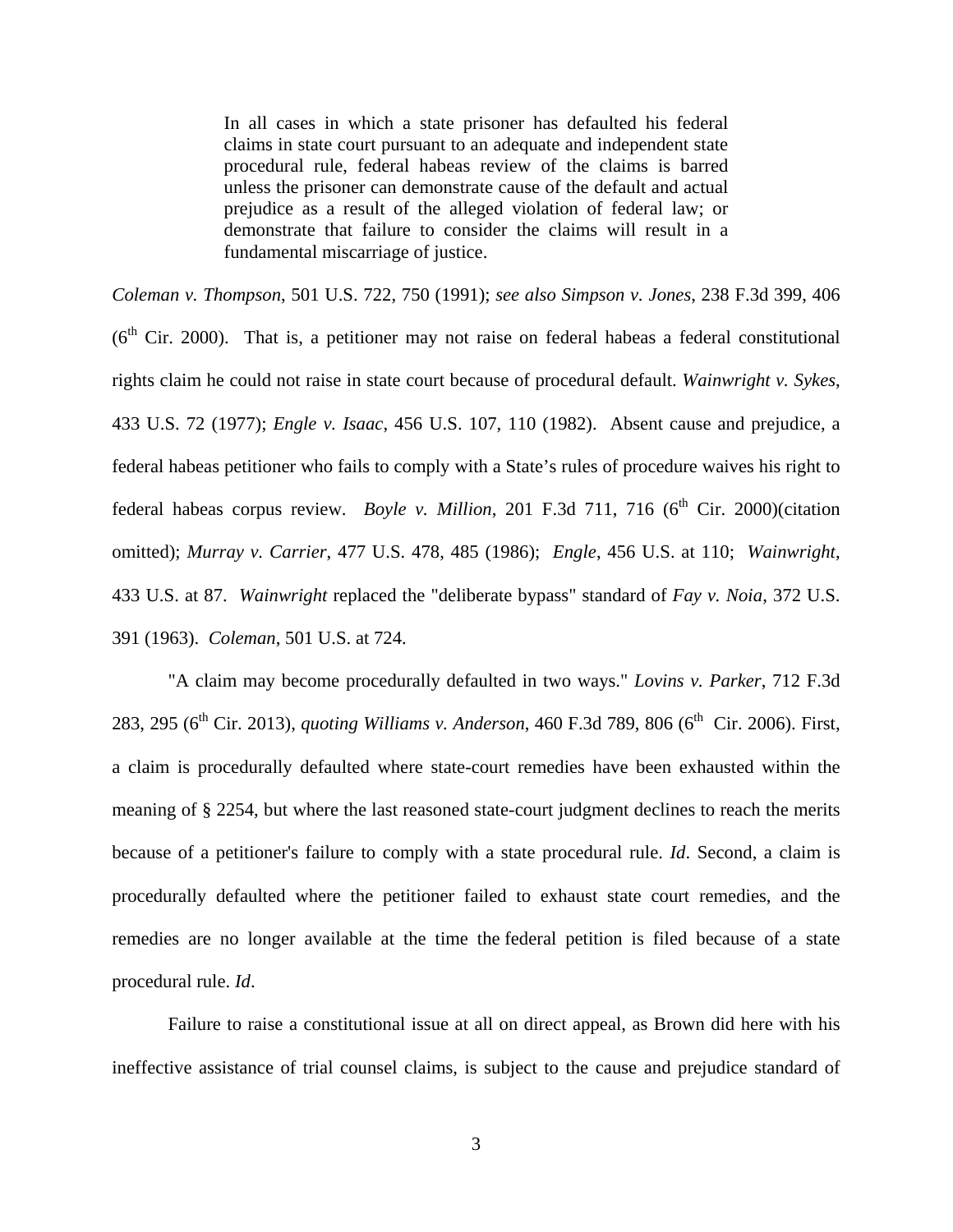> In all cases in which a state prisoner has defaulted his federal claims in state court pursuant to an adequate and independent state procedural rule, federal habeas review of the claims is barred unless the prisoner can demonstrate cause of the default and actual prejudice as a result of the alleged violation of federal law; or demonstrate that failure to consider the claims will result in a fundamental miscarriage of justice.

*Coleman v. Thompson*, 501 U.S. 722, 750 (1991); *see also Simpson v. Jones*, 238 F.3d 399, 406 (6th Cir. 2000). That is, a petitioner may not raise on federal habeas a federal constitutional rights claim he could not raise in state court because of procedural default. *Wainwright v. Sykes*, 433 U.S. 72 (1977); *Engle v. Isaac*, 456 U.S. 107, 110 (1982). Absent cause and prejudice, a federal habeas petitioner who fails to comply with a State's rules of procedure waives his right to federal habeas corpus review. *Boyle v. Million*, 201 F.3d 711, 716 (6th Cir. 2000)(citation omitted); *Murray v. Carrier*, 477 U.S. 478, 485 (1986); *Engle*, 456 U.S. at 110; *Wainwright*, 433 U.S. at 87. *Wainwright* replaced the "deliberate bypass" standard of *Fay v. Noia*, 372 U.S. 391 (1963). *Coleman*, 501 U.S. at 724.

"A claim may become procedurally defaulted in two ways." *Lovins v. Parker*, 712 F.3d 283, 295 (6th Cir. 2013), *quoting Williams v. Anderson*, 460 F.3d 789, 806 (6th Cir. 2006). First, a claim is procedurally defaulted where state-court remedies have been exhausted within the meaning of § 2254, but where the last reasoned state-court judgment declines to reach the merits because of a petitioner's failure to comply with a state procedural rule. *Id*. Second, a claim is procedurally defaulted where the petitioner failed to exhaust state court remedies, and the remedies are no longer available at the time the federal petition is filed because of a state procedural rule. *Id*.

Failure to raise a constitutional issue at all on direct appeal, as Brown did here with his ineffective assistance of trial counsel claims, is subject to the cause and prejudice standard of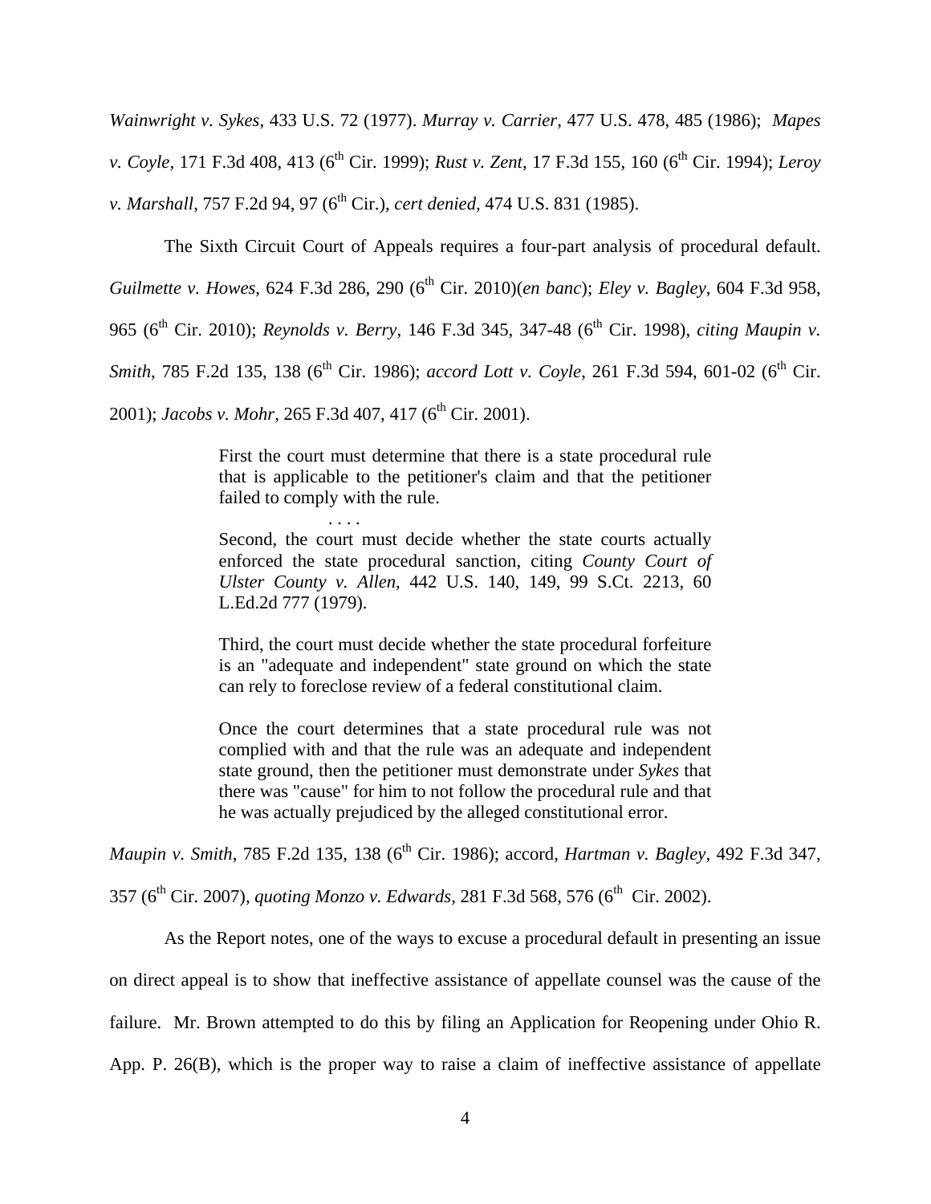*Wainwright v. Sykes*, 433 U.S. 72 (1977). *Murray v. Carrier*, 477 U.S. 478, 485 (1986); *Mapes v. Coyle*, 171 F.3d 408, 413 (6th Cir. 1999); *Rust v. Zent*, 17 F.3d 155, 160 (6th Cir. 1994); *Leroy v. Marshall*, 757 F.2d 94, 97 (6th Cir.), *cert denied*, 474 U.S. 831 (1985).

The Sixth Circuit Court of Appeals requires a four-part analysis of procedural default. *Guilmette v. Howes*, 624 F.3d 286, 290 (6th Cir. 2010)(*en banc*); *Eley v. Bagley*, 604 F.3d 958, 965 (6th Cir. 2010); *Reynolds v. Berry*, 146 F.3d 345, 347-48 (6th Cir. 1998), *citing Maupin v. Smith*, 785 F.2d 135, 138 (6th Cir. 1986); *accord Lott v. Coyle*, 261 F.3d 594, 601-02 (6th Cir. 2001); *Jacobs v. Mohr*, 265 F.3d 407, 417 (6th Cir. 2001).

> First the court must determine that there is a state procedural rule that is applicable to the petitioner's claim and that the petitioner failed to comply with the rule.
>
> . . . .
>
> Second, the court must decide whether the state courts actually enforced the state procedural sanction, citing *County Court of Ulster County v. Allen*, 442 U.S. 140, 149, 99 S.Ct. 2213, 60 L.Ed.2d 777 (1979).
>
> Third, the court must decide whether the state procedural forfeiture is an "adequate and independent" state ground on which the state can rely to foreclose review of a federal constitutional claim.
>
> Once the court determines that a state procedural rule was not complied with and that the rule was an adequate and independent state ground, then the petitioner must demonstrate under *Sykes* that there was "cause" for him to not follow the procedural rule and that he was actually prejudiced by the alleged constitutional error.

*Maupin v. Smith*, 785 F.2d 135, 138 (6th Cir. 1986); accord, *Hartman v. Bagley*, 492 F.3d 347, 357 (6th Cir. 2007), *quoting Monzo v. Edwards*, 281 F.3d 568, 576 (6th Cir. 2002).

As the Report notes, one of the ways to excuse a procedural default in presenting an issue on direct appeal is to show that ineffective assistance of appellate counsel was the cause of the failure. Mr. Brown attempted to do this by filing an Application for Reopening under Ohio R. App. P. 26(B), which is the proper way to raise a claim of ineffective assistance of appellate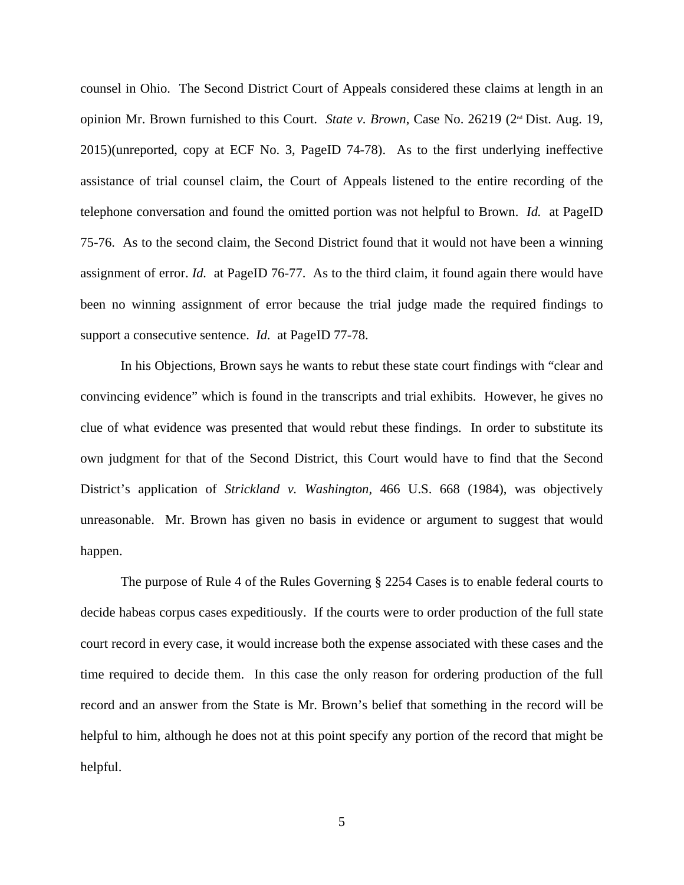counsel in Ohio. The Second District Court of Appeals considered these claims at length in an opinion Mr. Brown furnished to this Court. *State v. Brown*, Case No. 26219 (2nd Dist. Aug. 19, 2015)(unreported, copy at ECF No. 3, PageID 74-78). As to the first underlying ineffective assistance of trial counsel claim, the Court of Appeals listened to the entire recording of the telephone conversation and found the omitted portion was not helpful to Brown. *Id.* at PageID 75-76. As to the second claim, the Second District found that it would not have been a winning assignment of error. *Id.* at PageID 76-77. As to the third claim, it found again there would have been no winning assignment of error because the trial judge made the required findings to support a consecutive sentence. *Id.* at PageID 77-78.

In his Objections, Brown says he wants to rebut these state court findings with "clear and convincing evidence" which is found in the transcripts and trial exhibits. However, he gives no clue of what evidence was presented that would rebut these findings. In order to substitute its own judgment for that of the Second District, this Court would have to find that the Second District's application of *Strickland v. Washington,* 466 U.S. 668 (1984), was objectively unreasonable. Mr. Brown has given no basis in evidence or argument to suggest that would happen.

The purpose of Rule 4 of the Rules Governing § 2254 Cases is to enable federal courts to decide habeas corpus cases expeditiously. If the courts were to order production of the full state court record in every case, it would increase both the expense associated with these cases and the time required to decide them. In this case the only reason for ordering production of the full record and an answer from the State is Mr. Brown's belief that something in the record will be helpful to him, although he does not at this point specify any portion of the record that might be helpful.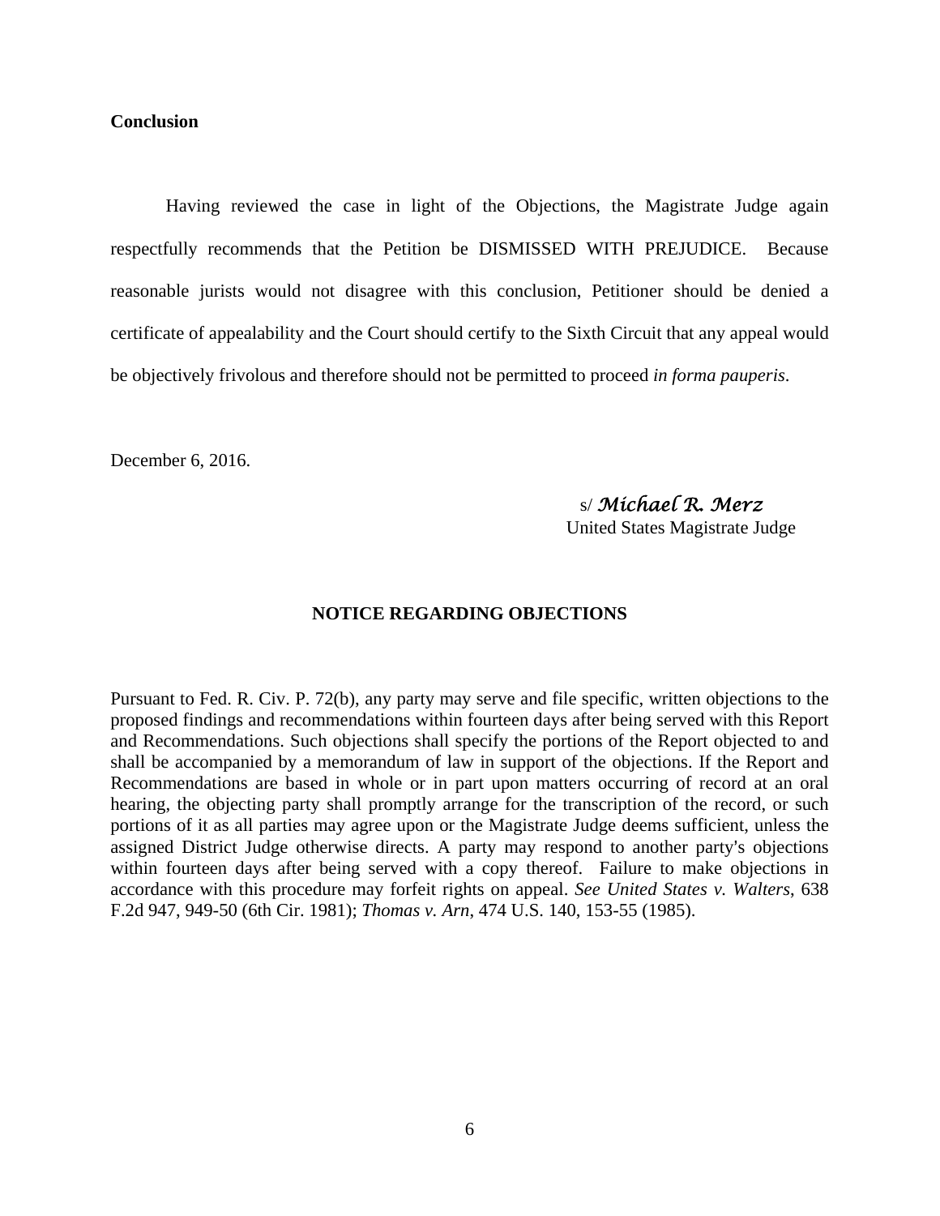**Conclusion**

Having reviewed the case in light of the Objections, the Magistrate Judge again respectfully recommends that the Petition be DISMISSED WITH PREJUDICE. Because reasonable jurists would not disagree with this conclusion, Petitioner should be denied a certificate of appealability and the Court should certify to the Sixth Circuit that any appeal would be objectively frivolous and therefore should not be permitted to proceed *in forma pauperis*.

December 6, 2016.

s/ *Michael R. Merz*
United States Magistrate Judge

**NOTICE REGARDING OBJECTIONS**

Pursuant to Fed. R. Civ. P. 72(b), any party may serve and file specific, written objections to the proposed findings and recommendations within fourteen days after being served with this Report and Recommendations. Such objections shall specify the portions of the Report objected to and shall be accompanied by a memorandum of law in support of the objections. If the Report and Recommendations are based in whole or in part upon matters occurring of record at an oral hearing, the objecting party shall promptly arrange for the transcription of the record, or such portions of it as all parties may agree upon or the Magistrate Judge deems sufficient, unless the assigned District Judge otherwise directs. A party may respond to another party's objections within fourteen days after being served with a copy thereof. Failure to make objections in accordance with this procedure may forfeit rights on appeal. *See United States v. Walters*, 638 F.2d 947, 949-50 (6th Cir. 1981); *Thomas v. Arn*, 474 U.S. 140, 153-55 (1985).